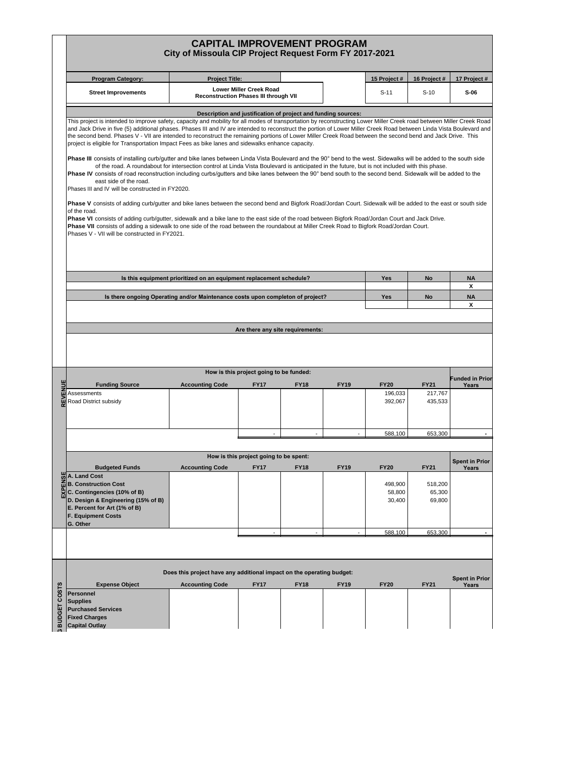# CAPITAL IMPROVEMENT PROGRAM

## City of Missoula CIP Project Request Form FY 2017-2021

| Program Category: | Project Title: | | 15 Project # | 16 Project # | 17 Project # |
|---|---|---|---|---|---|
| Street Improvements | Lower Miller Creek Road Reconstruction Phases III through VII | | S-11 | S-10 | **S-06** |

### Description and justification of project and funding sources:

This project is intended to improve safety, capacity and mobility for all modes of transportation by reconstructing Lower Miller Creek road between Miller Creek Road and Jack Drive in five (5) additional phases. Phases III and IV are intended to reconstruct the portion of Lower Miller Creek Road between Linda Vista Boulevard and the second bend. Phases V - VII are intended to reconstruct the remaining portions of Lower Miller Creek Road between the second bend and Jack Drive. This project is eligible for Transportation Impact Fees as bike lanes and sidewalks enhance capacity.

**Phase III** consists of installing curb/gutter and bike lanes between Linda Vista Boulevard and the 90° bend to the west. Sidewalks will be added to the south side of the road. A roundabout for intersection control at Linda Vista Boulevard is anticipated in the future, but is not included with this phase.

**Phase IV** consists of road reconstruction including curbs/gutters and bike lanes between the 90° bend south to the second bend. Sidewalk will be added to the east side of the road.

Phases III and IV will be constructed in FY2020.

**Phase V** consists of adding curb/gutter and bike lanes between the second bend and Bigfork Road/Jordan Court. Sidewalk will be added to the east or south side of the road.

**Phase VI** consists of adding curb/gutter, sidewalk and a bike lane to the east side of the road between Bigfork Road/Jordan Court and Jack Drive.

**Phase VII** consists of adding a sidewalk to one side of the road between the roundabout at Miller Creek Road to Bigfork Road/Jordan Court.

Phases V - VII will be constructed in FY2021.

| | Yes | No | NA |
|---|---|---|---|
| Is this equipment prioritized on an equipment replacement schedule? | | | X |
| Is there ongoing Operating and/or Maintenance costs upon completon of project? | | | X |

### Are there any site requirements:

### REVENUE — How is this project going to be funded:

| Funding Source | Accounting Code | FY17 | FY18 | FY19 | FY20 | FY21 | Funded in Prior Years |
|---|---|---|---|---|---|---|---|
| Assessments | | | | | 196,033 | 217,767 | |
| Road District subsidy | | | | | 392,067 | 435,533 | |
| | | - | - | - | 588,100 | 653,300 | - |

### EXPENSE — How is this project going to be spent:

| Budgeted Funds | Accounting Code | FY17 | FY18 | FY19 | FY20 | FY21 | Spent in Prior Years |
|---|---|---|---|---|---|---|---|
| A. Land Cost | | | | | | | |
| B. Construction Cost | | | | | 498,900 | 518,200 | |
| C. Contingencies (10% of B) | | | | | 58,800 | 65,300 | |
| D. Design & Engineering (15% of B) | | | | | 30,400 | 69,800 | |
| E. Percent for Art (1% of B) | | | | | | | |
| F. Equipment Costs | | | | | | | |
| G. Other | | | | | | | |
| | | - | - | - | 588,100 | 653,300 | - |

### OPERATING BUDGET COSTS — Does this project have any additional impact on the operating budget:

| Expense Object | Accounting Code | FY17 | FY18 | FY19 | FY20 | FY21 | Spent in Prior Years |
|---|---|---|---|---|---|---|---|
| Personnel | | | | | | | |
| Supplies | | | | | | | |
| Purchased Services | | | | | | | |
| Fixed Charges | | | | | | | |
| Capital Outlay | | | | | | | |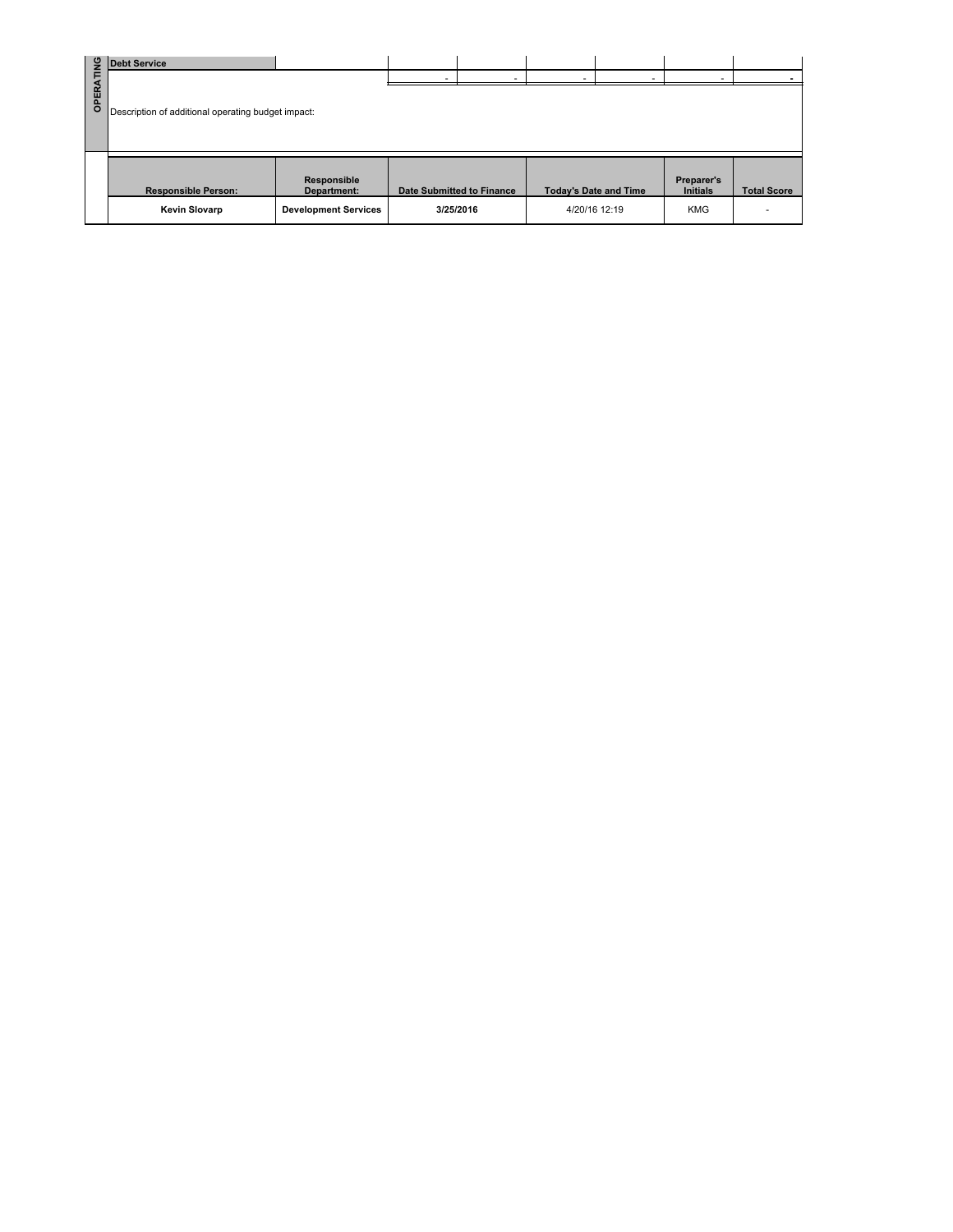| OPERATING | | | | | | | |
|---|---|---|---|---|---|---|---|
| **Debt Service** | | | | | | | |
| | | - | - | - | - | - | - |
| Description of additional operating budget impact: | | | | | | | |

| Responsible Person: | Responsible Department: | Date Submitted to Finance | Today's Date and Time | Preparer's Initials | Total Score |
|---|---|---|---|---|---|
| **Kevin Slovarp** | **Development Services** | **3/25/2016** | 4/20/16 12:19 | KMG | - |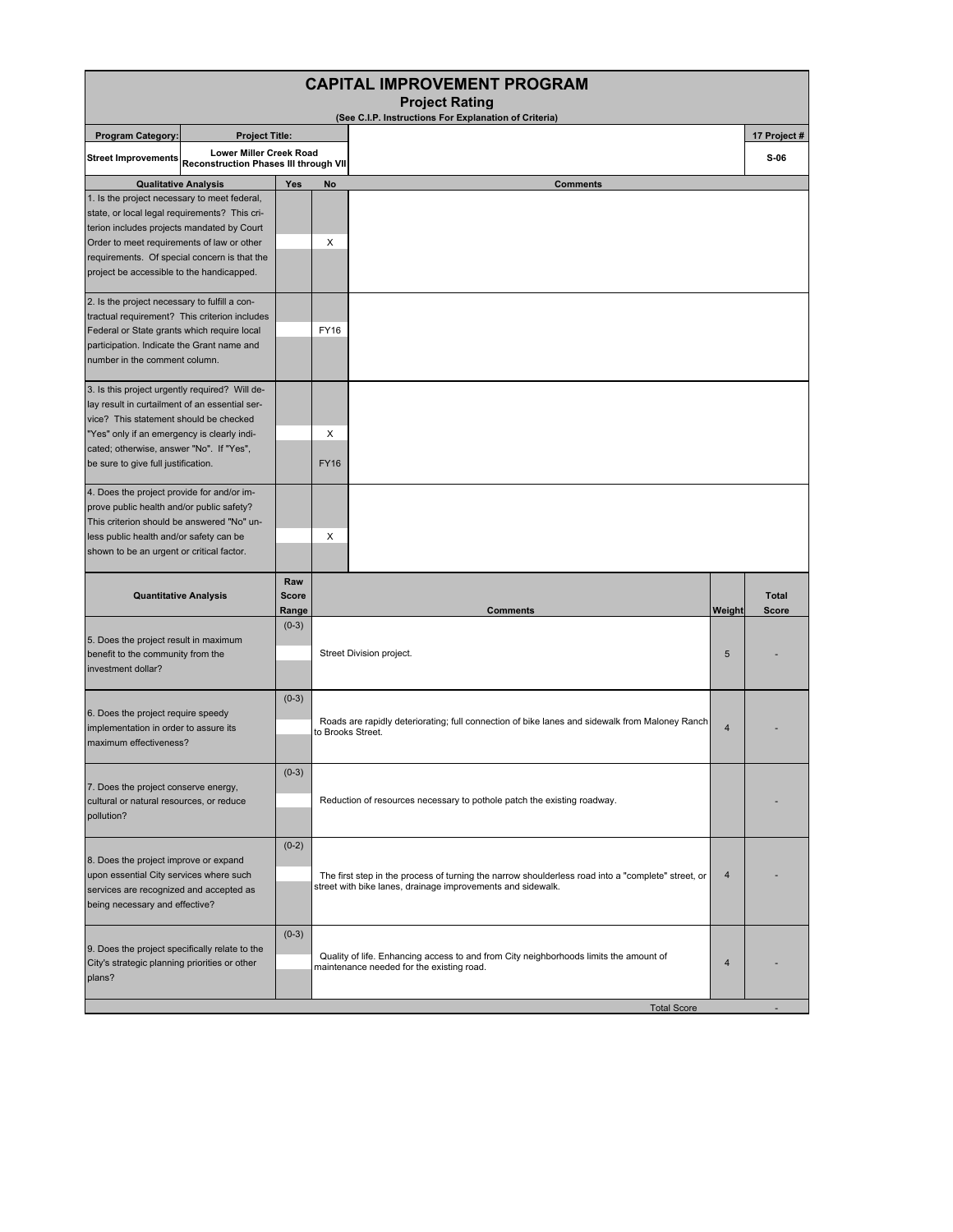# CAPITAL IMPROVEMENT PROGRAM

## Project Rating

(See C.I.P. Instructions For Explanation of Criteria)

| Program Category: | Project Title: | 17 Project # |
|---|---|---|
| Street Improvements | Lower Miller Creek Road Reconstruction Phases III through VII | S-06 |

| Qualitative Analysis | Yes | No | Comments |
|---|---|---|---|
| 1. Is the project necessary to meet federal, state, or local legal requirements? This criterion includes projects mandated by Court Order to meet requirements of law or other requirements. Of special concern is that the project be accessible to the handicapped. | | X | |
| 2. Is the project necessary to fulfill a contractual requirement? This criterion includes Federal or State grants which require local participation. Indicate the Grant name and number in the comment column. | | FY16 | |
| 3. Is this project urgently required? Will delay result in curtailment of an essential service? This statement should be checked "Yes" only if an emergency is clearly indicated; otherwise, answer "No". If "Yes", be sure to give full justification. | | X<br>FY16 | |
| 4. Does the project provide for and/or improve public health and/or public safety? This criterion should be answered "No" unless public health and/or safety can be shown to be an urgent or critical factor. | | X | |

| Quantitative Analysis | Raw Score Range | Comments | Weight | Total Score |
|---|---|---|---|---|
| 5. Does the project result in maximum benefit to the community from the investment dollar? | (0-3) | Street Division project. | 5 | - |
| 6. Does the project require speedy implementation in order to assure its maximum effectiveness? | (0-3) | Roads are rapidly deteriorating; full connection of bike lanes and sidewalk from Maloney Ranch to Brooks Street. | 4 | - |
| 7. Does the project conserve energy, cultural or natural resources, or reduce pollution? | (0-3) | Reduction of resources necessary to pothole patch the existing roadway. | | - |
| 8. Does the project improve or expand upon essential City services where such services are recognized and accepted as being necessary and effective? | (0-2) | The first step in the process of turning the narrow shoulderless road into a "complete" street, or street with bike lanes, drainage improvements and sidewalk. | 4 | - |
| 9. Does the project specifically relate to the City's strategic planning priorities or other plans? | (0-3) | Quality of life. Enhancing access to and from City neighborhoods limits the amount of maintenance needed for the existing road. | 4 | - |
| | | Total Score | | - |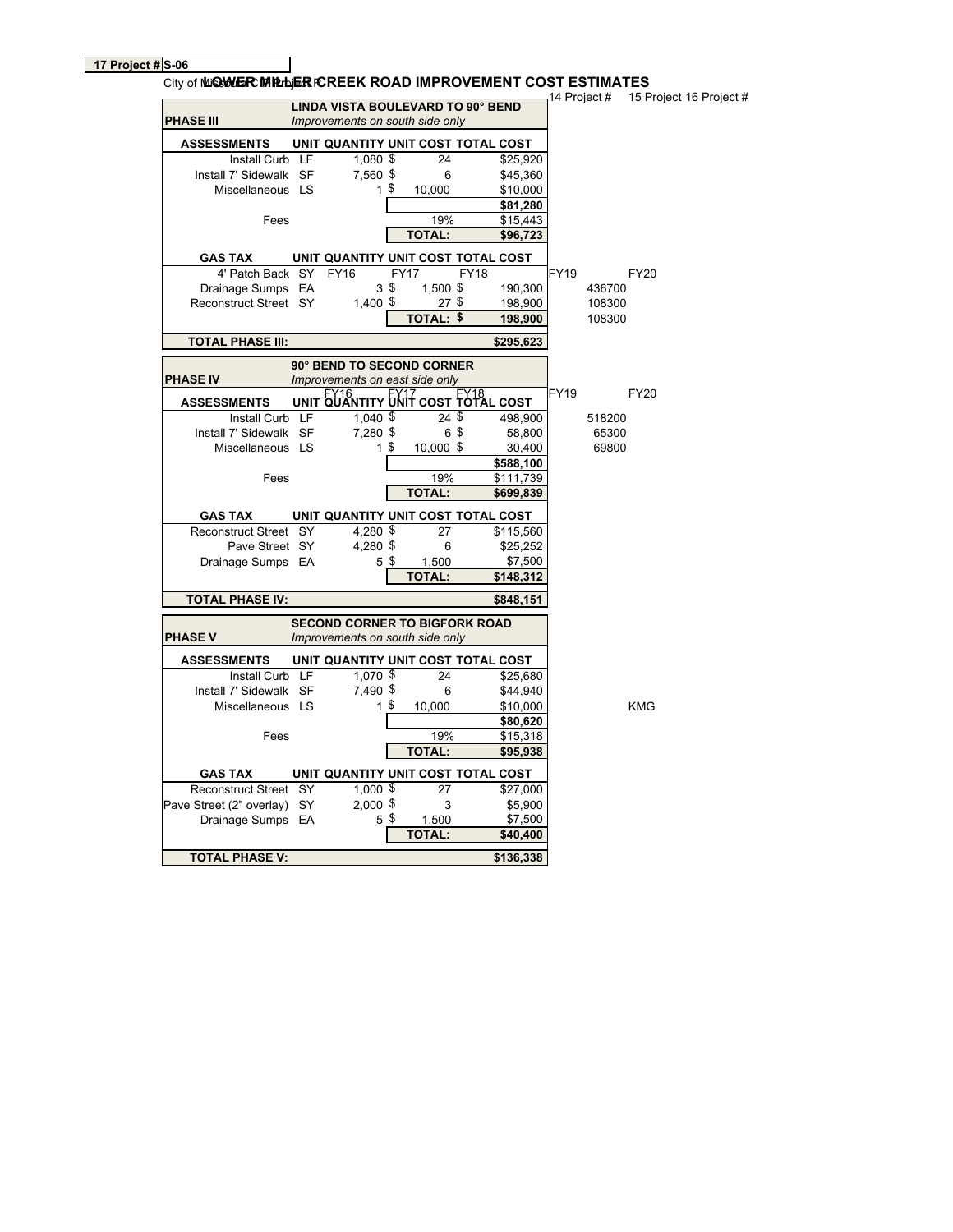| 17 Project # | S-06 |
|---|---|

City of Missoula Capital Improvement Project

# LOWER MILLER CREEK ROAD IMPROVEMENT COST ESTIMATES

14 Project # 15 Project # 16 Project #

| PHASE III | | LINDA VISTA BOULEVARD TO 90° BEND *Improvements on south side only* | | | | |
|---|---|---|---|---|---|---|
| **ASSESSMENTS** | **UNIT** | **QUANTITY** | **UNIT COST** | **TOTAL COST** | | |
| Install Curb | LF | 1,080 | $ 24 | $25,920 | | |
| Install 7' Sidewalk | SF | 7,560 | $ 6 | $45,360 | | |
| Miscellaneous | LS | 1 | $ 10,000 | $10,000 | | |
| | | | | **$81,280** | | |
| Fees | | | 19% | $15,443 | | |
| | | | **TOTAL:** | **$96,723** | | |
| **GAS TAX** | **UNIT** | **QUANTITY** | **UNIT COST** | **TOTAL COST** | | |
| 4' Patch Back | SY | FY16 | FY17 | FY18 | FY19 | FY20 |
| Drainage Sumps | EA | 3 | $ 1,500 | $ 190,300 | 436700 | |
| Reconstruct Street | SY | 1,400 | $ 27 | $ 198,900 | 108300 | |
| | | | **TOTAL: $** | **198,900** | 108300 | |
| **TOTAL PHASE III:** | | | | **$295,623** | | |

| PHASE IV | | 90° BEND TO SECOND CORNER *Improvements on east side only* | | | | |
|---|---|---|---|---|---|---|
| **ASSESSMENTS** | **UNIT** | **QUANTITY** FY16 | **UNIT COST** FY17 | **TOTAL COST** FY18 | FY19 | FY20 |
| Install Curb | LF | 1,040 | $ 24 | $ 498,900 | 518200 | |
| Install 7' Sidewalk | SF | 7,280 | $ 6 | $ 58,800 | 65300 | |
| Miscellaneous | LS | 1 | $ 10,000 | $ 30,400 | 69800 | |
| | | | | **$588,100** | | |
| Fees | | | 19% | $111,739 | | |
| | | | **TOTAL:** | **$699,839** | | |
| **GAS TAX** | **UNIT** | **QUANTITY** | **UNIT COST** | **TOTAL COST** | | |
| Reconstruct Street | SY | 4,280 | $ 27 | $115,560 | | |
| Pave Street | SY | 4,280 | $ 6 | $25,252 | | |
| Drainage Sumps | EA | 5 | $ 1,500 | $7,500 | | |
| | | | **TOTAL:** | **$148,312** | | |
| **TOTAL PHASE IV:** | | | | **$848,151** | | |

| PHASE V | | SECOND CORNER TO BIGFORK ROAD *Improvements on south side only* | | | | |
|---|---|---|---|---|---|---|
| **ASSESSMENTS** | **UNIT** | **QUANTITY** | **UNIT COST** | **TOTAL COST** | | |
| Install Curb | LF | 1,070 | $ 24 | $25,680 | | |
| Install 7' Sidewalk | SF | 7,490 | $ 6 | $44,940 | | |
| Miscellaneous | LS | 1 | $ 10,000 | $10,000 | | KMG |
| | | | | **$80,620** | | |
| Fees | | | 19% | $15,318 | | |
| | | | **TOTAL:** | **$95,938** | | |
| **GAS TAX** | **UNIT** | **QUANTITY** | **UNIT COST** | **TOTAL COST** | | |
| Reconstruct Street | SY | 1,000 | $ 27 | $27,000 | | |
| Pave Street (2" overlay) | SY | 2,000 | $ 3 | $5,900 | | |
| Drainage Sumps | EA | 5 | $ 1,500 | $7,500 | | |
| | | | **TOTAL:** | **$40,400** | | |
| **TOTAL PHASE V:** | | | | **$136,338** | | |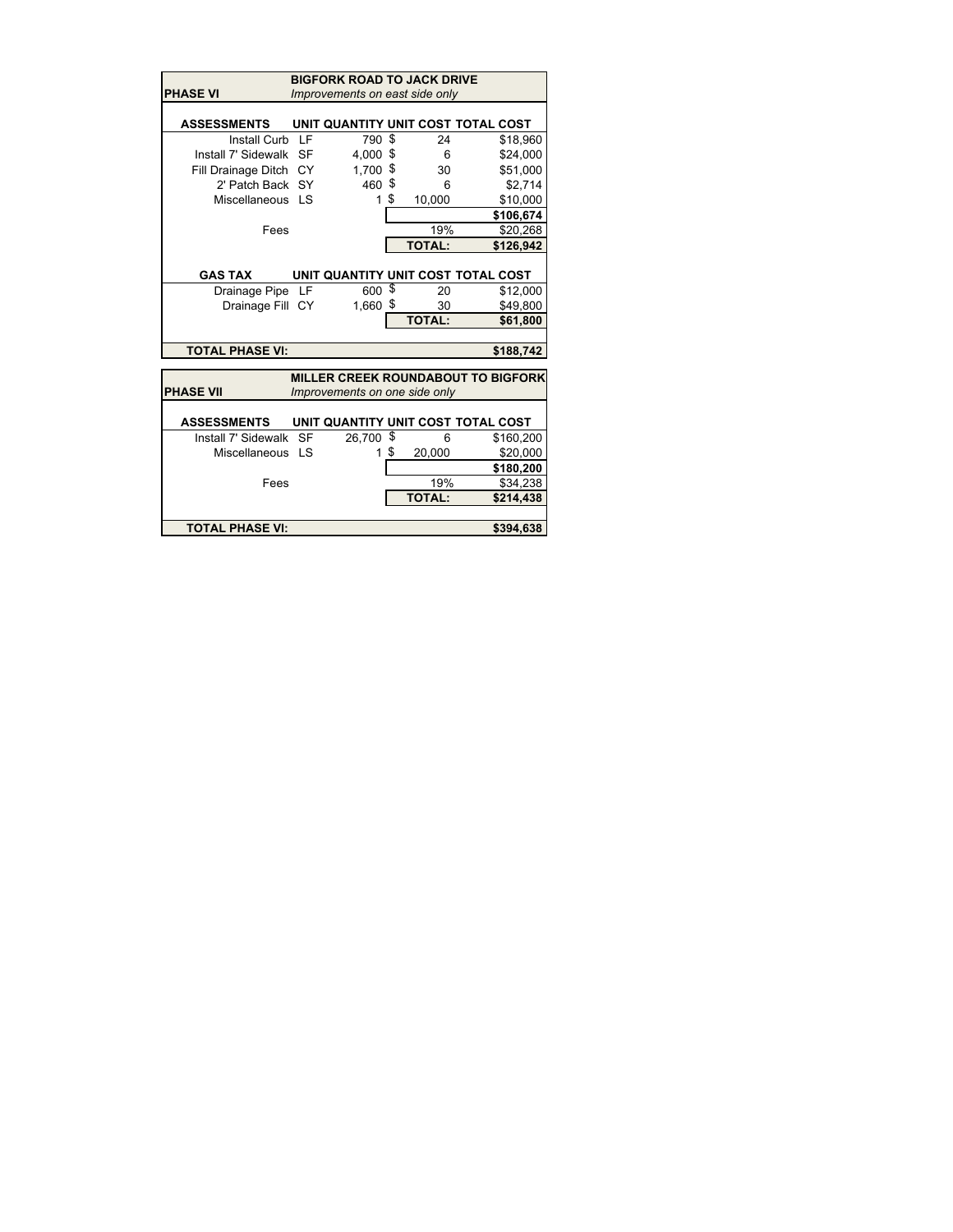| PHASE VI | | BIGFORK ROAD TO JACK DRIVE<br>*Improvements on east side only* | | |
|---|---|---|---|---|
| **ASSESSMENTS** | **UNIT** | **QUANTITY** | **UNIT COST** | **TOTAL COST** |
| Install Curb | LF | 790 | $ 24 | $18,960 |
| Install 7' Sidewalk | SF | 4,000 | $ 6 | $24,000 |
| Fill Drainage Ditch | CY | 1,700 | $ 30 | $51,000 |
| 2' Patch Back | SY | 460 | $ 6 | $2,714 |
| Miscellaneous | LS | 1 | $ 10,000 | $10,000 |
| | | | | **$106,674** |
| Fees | | | 19% | $20,268 |
| | | | **TOTAL:** | **$126,942** |
| **GAS TAX** | **UNIT** | **QUANTITY** | **UNIT COST** | **TOTAL COST** |
| Drainage Pipe | LF | 600 | $ 20 | $12,000 |
| Drainage Fill | CY | 1,660 | $ 30 | $49,800 |
| | | | **TOTAL:** | **$61,800** |
| **TOTAL PHASE VI:** | | | | **$188,742** |

| PHASE VII | | MILLER CREEK ROUNDABOUT TO BIGFORK<br>*Improvements on one side only* | | |
|---|---|---|---|---|
| **ASSESSMENTS** | **UNIT** | **QUANTITY** | **UNIT COST** | **TOTAL COST** |
| Install 7' Sidewalk | SF | 26,700 | $ 6 | $160,200 |
| Miscellaneous | LS | 1 | $ 20,000 | $20,000 |
| | | | | **$180,200** |
| Fees | | | 19% | $34,238 |
| | | | **TOTAL:** | **$214,438** |
| **TOTAL PHASE VI:** | | | | **$394,638** |